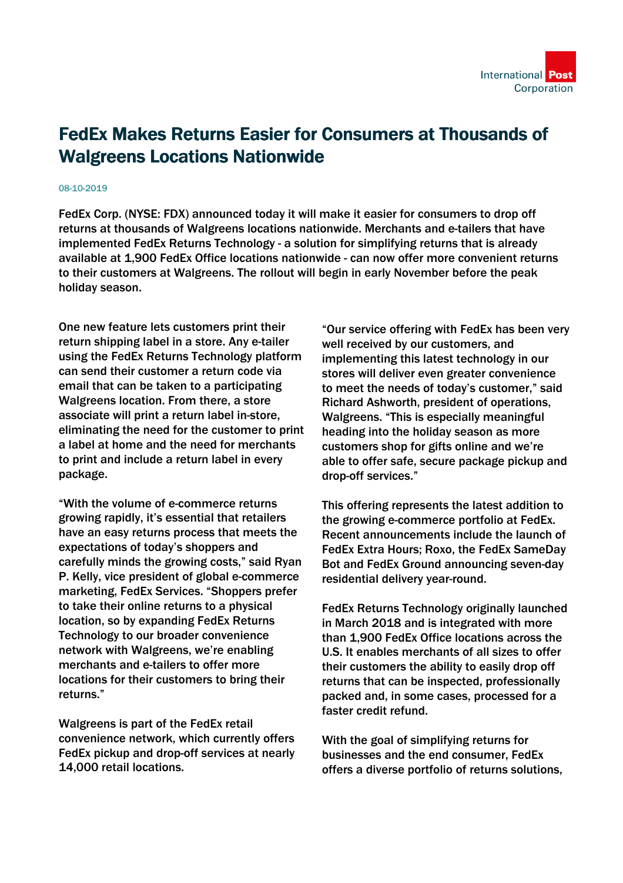# FedEx Makes Returns Easier for Consumers at Thousands of Walgreens Locations Nationwide

08-10-2019

FedEx Corp. (NYSE: FDX) announced today it will make it easier for consumers to drop off returns at thousands of Walgreens locations nationwide. Merchants and e-tailers that have implemented FedEx Returns Technology - a solution for simplifying returns that is already available at 1,900 FedEx Office locations nationwide - can now offer more convenient returns to their customers at Walgreens. The rollout will begin in early November before the peak holiday season.

One new feature lets customers print their return shipping label in a store. Any e-tailer using the FedEx Returns Technology platform can send their customer a return code via email that can be taken to a participating Walgreens location. From there, a store associate will print a return label in-store, eliminating the need for the customer to print a label at home and the need for merchants to print and include a return label in every package.

"With the volume of e-commerce returns growing rapidly, it's essential that retailers have an easy returns process that meets the expectations of today's shoppers and carefully minds the growing costs," said Ryan P. Kelly, vice president of global e-commerce marketing, FedEx Services. "Shoppers prefer to take their online returns to a physical location, so by expanding FedEx Returns Technology to our broader convenience network with Walgreens, we're enabling merchants and e-tailers to offer more locations for their customers to bring their returns."

Walgreens is part of the FedEx retail convenience network, which currently offers FedEx pickup and drop-off services at nearly 14,000 retail locations.

"Our service offering with FedEx has been very well received by our customers, and implementing this latest technology in our stores will deliver even greater convenience to meet the needs of today's customer," said Richard Ashworth, president of operations, Walgreens. "This is especially meaningful heading into the holiday season as more customers shop for gifts online and we're able to offer safe, secure package pickup and drop-off services."

This offering represents the latest addition to the growing e-commerce portfolio at FedEx. Recent announcements include the launch of FedEx Extra Hours; Roxo, the FedEx SameDay Bot and FedEx Ground announcing seven-day residential delivery year-round.

FedEx Returns Technology originally launched in March 2018 and is integrated with more than 1,900 FedEx Office locations across the U.S. It enables merchants of all sizes to offer their customers the ability to easily drop off returns that can be inspected, professionally packed and, in some cases, processed for a faster credit refund.

With the goal of simplifying returns for businesses and the end consumer, FedEx offers a diverse portfolio of returns solutions,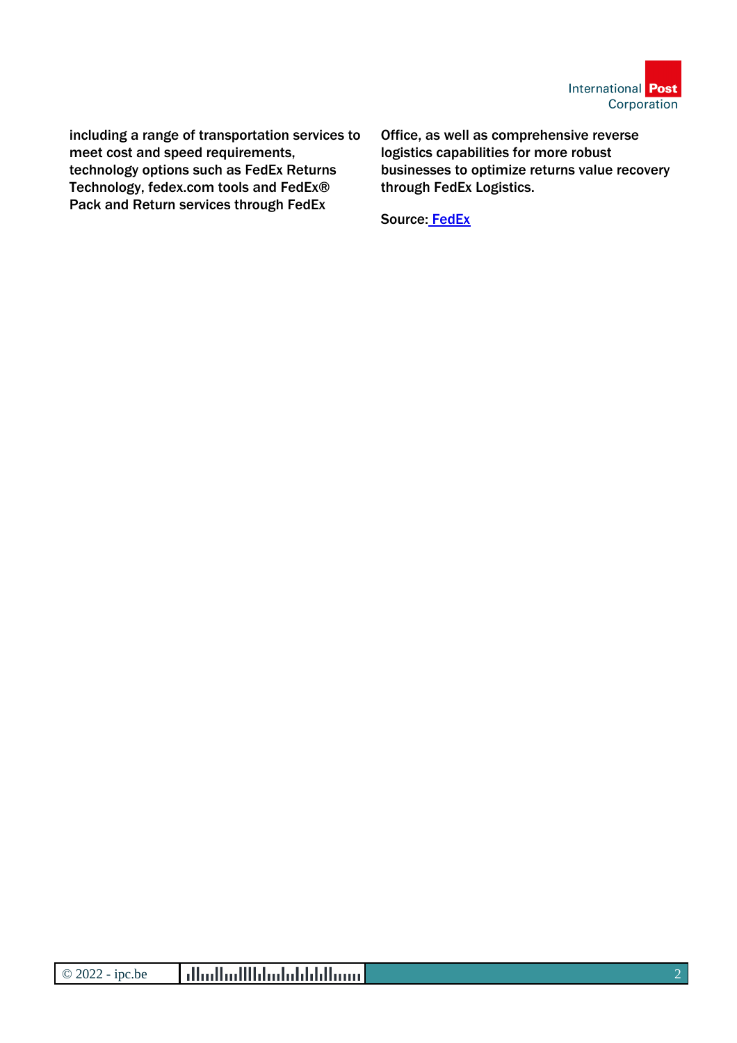including a range of transportation services to meet cost and speed requirements, technology options such as FedEx Returns Technology, fedex.com tools and FedEx® Pack and Return services through FedEx Office, as well as comprehensive reverse logistics capabilities for more robust businesses to optimize returns value recovery through FedEx Logistics.

Source: FedEx